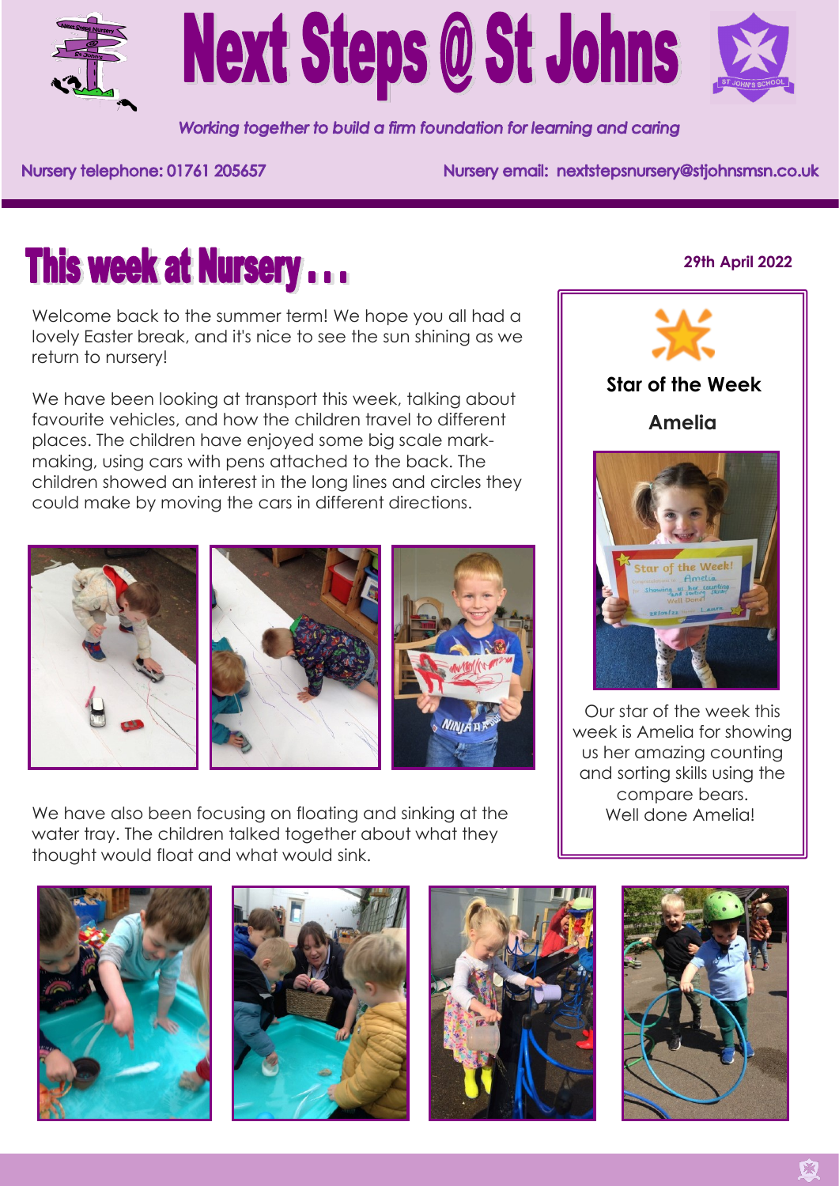# Next Steps @ St Johns

*Working together to build a firm foundation for learning and caring*

Nursery telephone: 01761 205657

Nursery email: nextstepsnursery@stjohnsmsn.co.uk

## This week at Nursery . . .

**29th April 2022**

Welcome back to the summer term! We hope you all had a lovely Easter break, and it's nice to see the sun shining as we return to nursery!

We have been looking at transport this week, talking about favourite vehicles, and how the children travel to different places. The children have enjoyed some big scale mark-making, using cars with pens attached to the back. The children showed an interest in the long lines and circles they could make by moving the cars in different directions.

We have also been focusing on floating and sinking at the water tray. The children talked together about what they thought would float and what would sink.

### Star of the Week

**Amelia**

Our star of the week this week is Amelia for showing us her amazing counting and sorting skills using the compare bears.
Well done Amelia!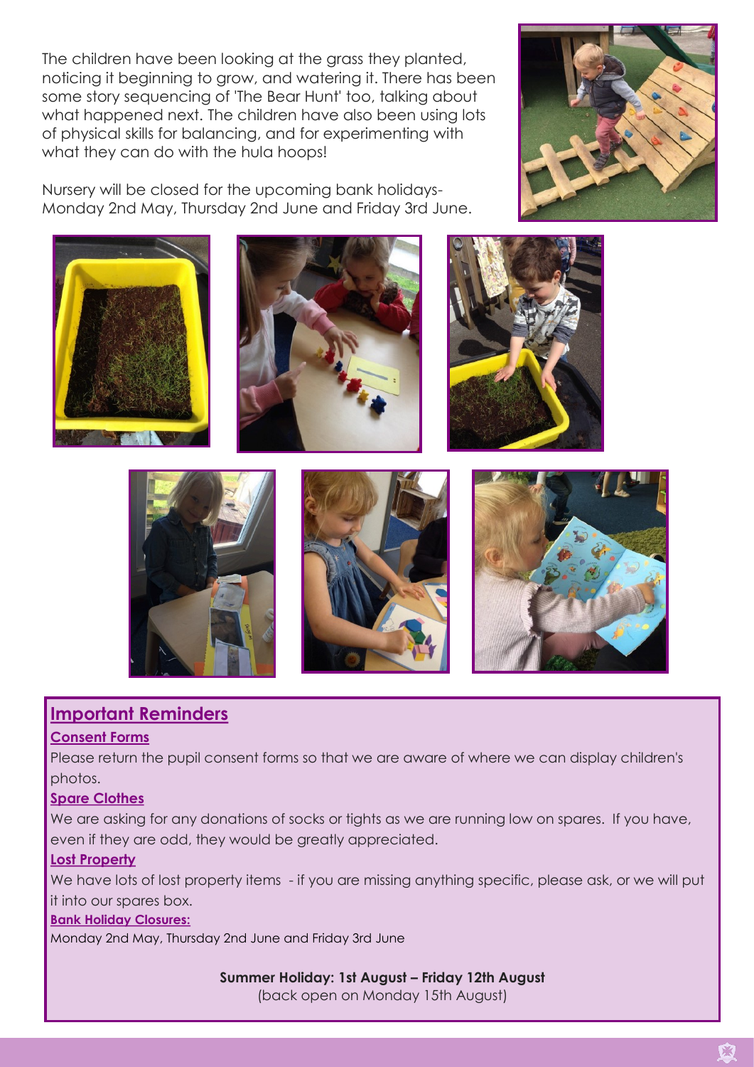The children have been looking at the grass they planted, noticing it beginning to grow, and watering it. There has been some story sequencing of 'The Bear Hunt' too, talking about what happened next. The children have also been using lots of physical skills for balancing, and for experimenting with what they can do with the hula hoops!

Nursery will be closed for the upcoming bank holidays- Monday 2nd May, Thursday 2nd June and Friday 3rd June.

## Important Reminders

### Consent Forms

Please return the pupil consent forms so that we are aware of where we can display children's photos.

### Spare Clothes

We are asking for any donations of socks or tights as we are running low on spares. If you have, even if they are odd, they would be greatly appreciated.

### Lost Property

We have lots of lost property items - if you are missing anything specific, please ask, or we will put it into our spares box.

### Bank Holiday Closures:

Monday 2nd May, Thursday 2nd June and Friday 3rd June

**Summer Holiday: 1st August – Friday 12th August**
(back open on Monday 15th August)